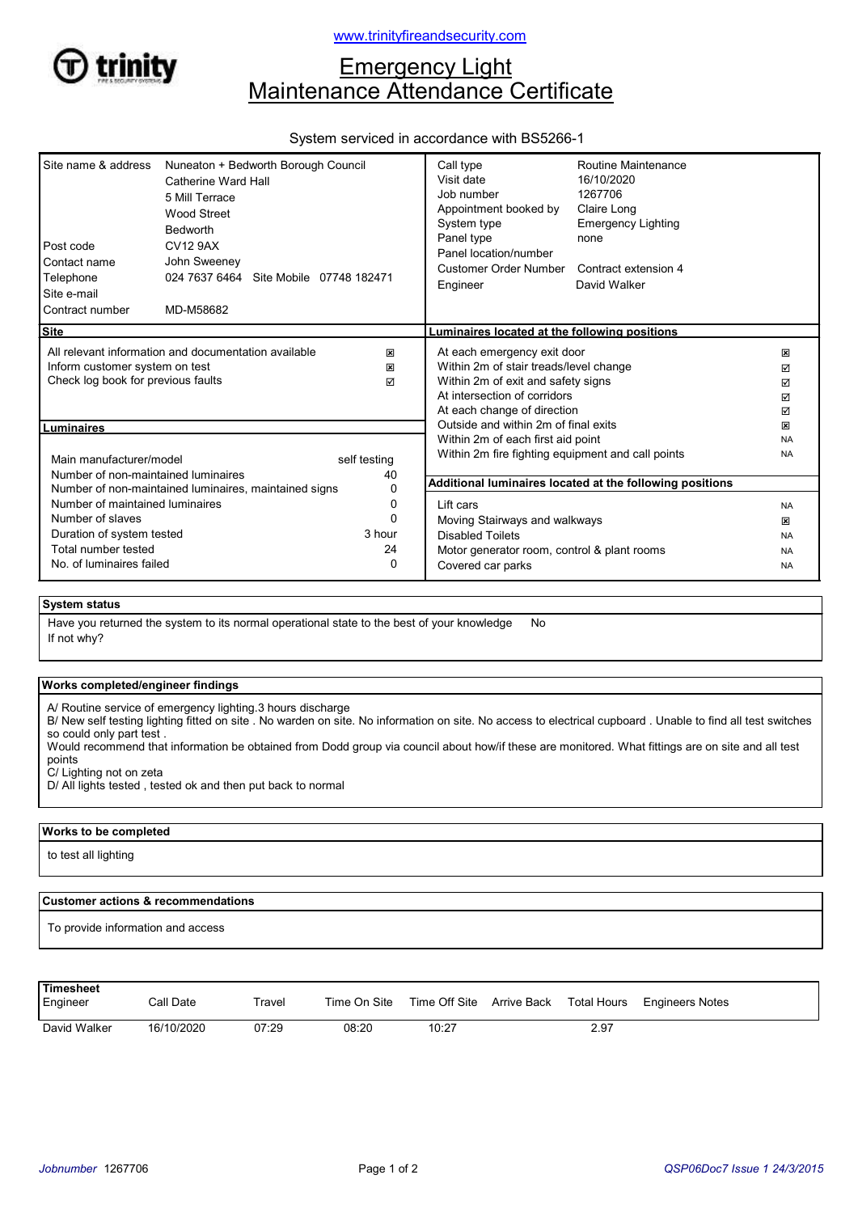www.trinityfireandsecurity.com

# Emergency Light Maintenance Attendance Certificate

System serviced in accordance with BS5266-1

| | |
|---|---|
| Site name & address | Nuneaton + Bedworth Borough Council<br>Catherine Ward Hall<br>5 Mill Terrace<br>Wood Street<br>Bedworth |
| Post code | CV12 9AX |
| Contact name | John Sweeney |
| Telephone | 024 7637 6464 Site Mobile 07748 182471 |
| Site e-mail | |
| Contract number | MD-M58682 |

| | |
|---|---|
| Call type | Routine Maintenance |
| Visit date | 16/10/2020 |
| Job number | 1267706 |
| Appointment booked by | Claire Long |
| System type | Emergency Lighting |
| Panel type | none |
| Panel location/number | |
| Customer Order Number | Contract extension 4 |
| Engineer | David Walker |

## Site

| | |
|---|---|
| All relevant information and documentation available | ☒ |
| Inform customer system on test | ☒ |
| Check log book for previous faults | ☑ |

## Luminaires

| | |
|---|---|
| Main manufacturer/model | self testing |
| Number of non-maintained luminaires | 40 |
| Number of non-maintained luminaires, maintained signs | 0 |
| Number of maintained luminaires | 0 |
| Number of slaves | 0 |
| Duration of system tested | 3 hour |
| Total number tested | 24 |
| No. of luminaires failed | 0 |

## Luminaires located at the following positions

| | |
|---|---|
| At each emergency exit door | ☒ |
| Within 2m of stair treads/level change | ☑ |
| Within 2m of exit and safety signs | ☑ |
| At intersection of corridors | ☑ |
| At each change of direction | ☑ |
| Outside and within 2m of final exits | ☒ |
| Within 2m of each first aid point | NA |
| Within 2m fire fighting equipment and call points | NA |

## Additional luminaires located at the following positions

| | |
|---|---|
| Lift cars | NA |
| Moving Stairways and walkways | ☒ |
| Disabled Toilets | NA |
| Motor generator room, control & plant rooms | NA |
| Covered car parks | NA |

## System status

Have you returned the system to its normal operational state to the best of your knowledge No

If not why?

## Works completed/engineer findings

A/ Routine service of emergency lighting.3 hours discharge

B/ New self testing lighting fitted on site . No warden on site. No information on site. No access to electrical cupboard . Unable to find all test switches so could only part test .

Would recommend that information be obtained from Dodd group via council about how/if these are monitored. What fittings are on site and all test points

C/ Lighting not on zeta

D/ All lights tested , tested ok and then put back to normal

## Works to be completed

to test all lighting

## Customer actions & recommendations

To provide information and access

## Timesheet

| Engineer | Call Date | Travel | Time On Site | Time Off Site | Arrive Back | Total Hours | Engineers Notes |
|---|---|---|---|---|---|---|---|
| David Walker | 16/10/2020 | 07:29 | 08:20 | 10:27 | | 2.97 | |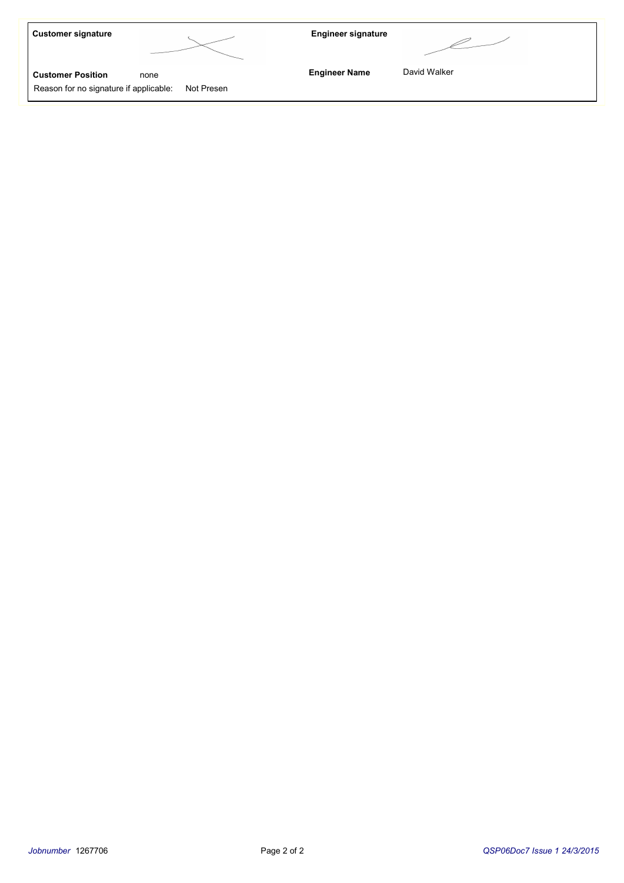| | | | |
|---|---|---|---|
| **Customer signature** | | **Engineer signature** | |
| **Customer Position** | none | **Engineer Name** | David Walker |
| Reason for no signature if applicable: | Not Presen | | |

*Jobnumber* 1267706

*QSP06Doc7 Issue 1 24/3/2015*